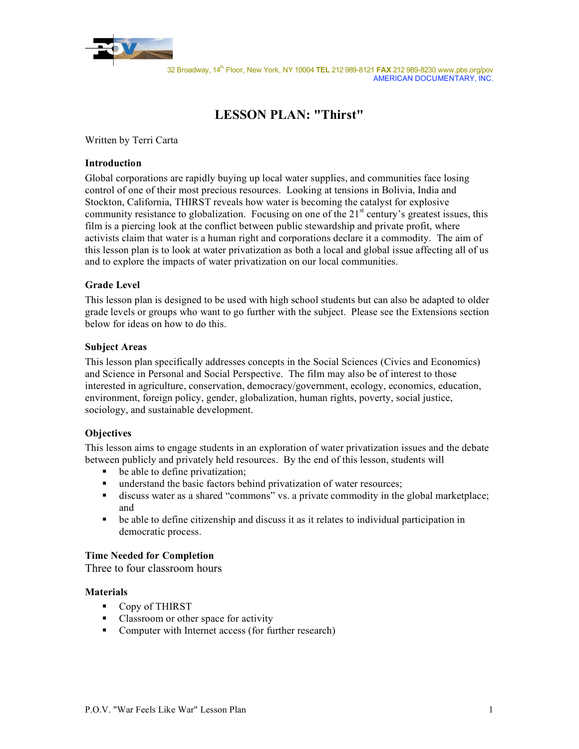32 Broadway, 14th Floor, New York, NY 10004 **TEL** 212 989-8121 **FAX** 212 989-8230 www.pbs.org/pov
AMERICAN DOCUMENTARY, INC.

# LESSON PLAN: "Thirst"

Written by Terri Carta

### Introduction

Global corporations are rapidly buying up local water supplies, and communities face losing control of one of their most precious resources. Looking at tensions in Bolivia, India and Stockton, California, THIRST reveals how water is becoming the catalyst for explosive community resistance to globalization. Focusing on one of the 21st century's greatest issues, this film is a piercing look at the conflict between public stewardship and private profit, where activists claim that water is a human right and corporations declare it a commodity. The aim of this lesson plan is to look at water privatization as both a local and global issue affecting all of us and to explore the impacts of water privatization on our local communities.

### Grade Level

This lesson plan is designed to be used with high school students but can also be adapted to older grade levels or groups who want to go further with the subject. Please see the Extensions section below for ideas on how to do this.

### Subject Areas

This lesson plan specifically addresses concepts in the Social Sciences (Civics and Economics) and Science in Personal and Social Perspective. The film may also be of interest to those interested in agriculture, conservation, democracy/government, ecology, economics, education, environment, foreign policy, gender, globalization, human rights, poverty, social justice, sociology, and sustainable development.

### Objectives

This lesson aims to engage students in an exploration of water privatization issues and the debate between publicly and privately held resources. By the end of this lesson, students will

- be able to define privatization;
- understand the basic factors behind privatization of water resources;
- discuss water as a shared "commons" vs. a private commodity in the global marketplace; and
- be able to define citizenship and discuss it as it relates to individual participation in democratic process.

### Time Needed for Completion

Three to four classroom hours

### Materials

- Copy of THIRST
- Classroom or other space for activity
- Computer with Internet access (for further research)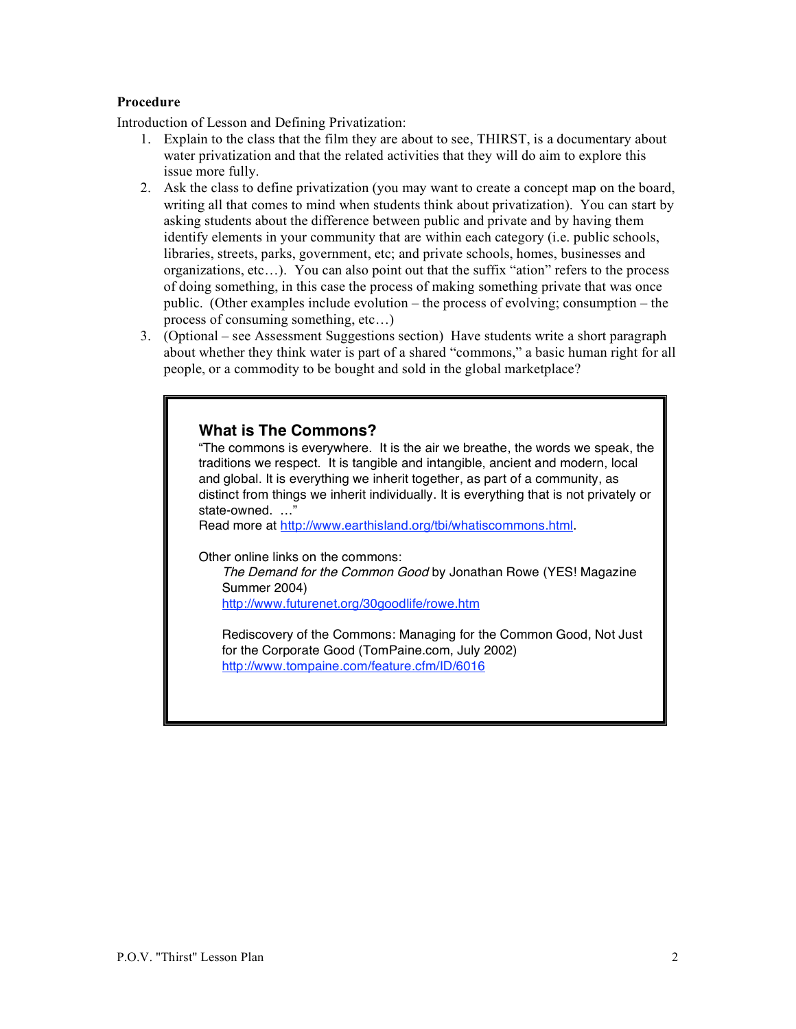**Procedure**

Introduction of Lesson and Defining Privatization:

1. Explain to the class that the film they are about to see, THIRST, is a documentary about water privatization and that the related activities that they will do aim to explore this issue more fully.
2. Ask the class to define privatization (you may want to create a concept map on the board, writing all that comes to mind when students think about privatization). You can start by asking students about the difference between public and private and by having them identify elements in your community that are within each category (i.e. public schools, libraries, streets, parks, government, etc; and private schools, homes, businesses and organizations, etc…). You can also point out that the suffix "ation" refers to the process of doing something, in this case the process of making something private that was once public. (Other examples include evolution – the process of evolving; consumption – the process of consuming something, etc…)
3. (Optional – see Assessment Suggestions section) Have students write a short paragraph about whether they think water is part of a shared "commons," a basic human right for all people, or a commodity to be bought and sold in the global marketplace?

### What is The Commons?

"The commons is everywhere. It is the air we breathe, the words we speak, the traditions we respect. It is tangible and intangible, ancient and modern, local and global. It is everything we inherit together, as part of a community, as distinct from things we inherit individually. It is everything that is not privately or state-owned. …"
Read more at http://www.earthisland.org/tbi/whatiscommons.html.

Other online links on the commons:

*The Demand for the Common Good* by Jonathan Rowe (YES! Magazine Summer 2004)
http://www.futurenet.org/30goodlife/rowe.htm

Rediscovery of the Commons: Managing for the Common Good, Not Just for the Corporate Good (TomPaine.com, July 2002)
http://www.tompaine.com/feature.cfm/ID/6016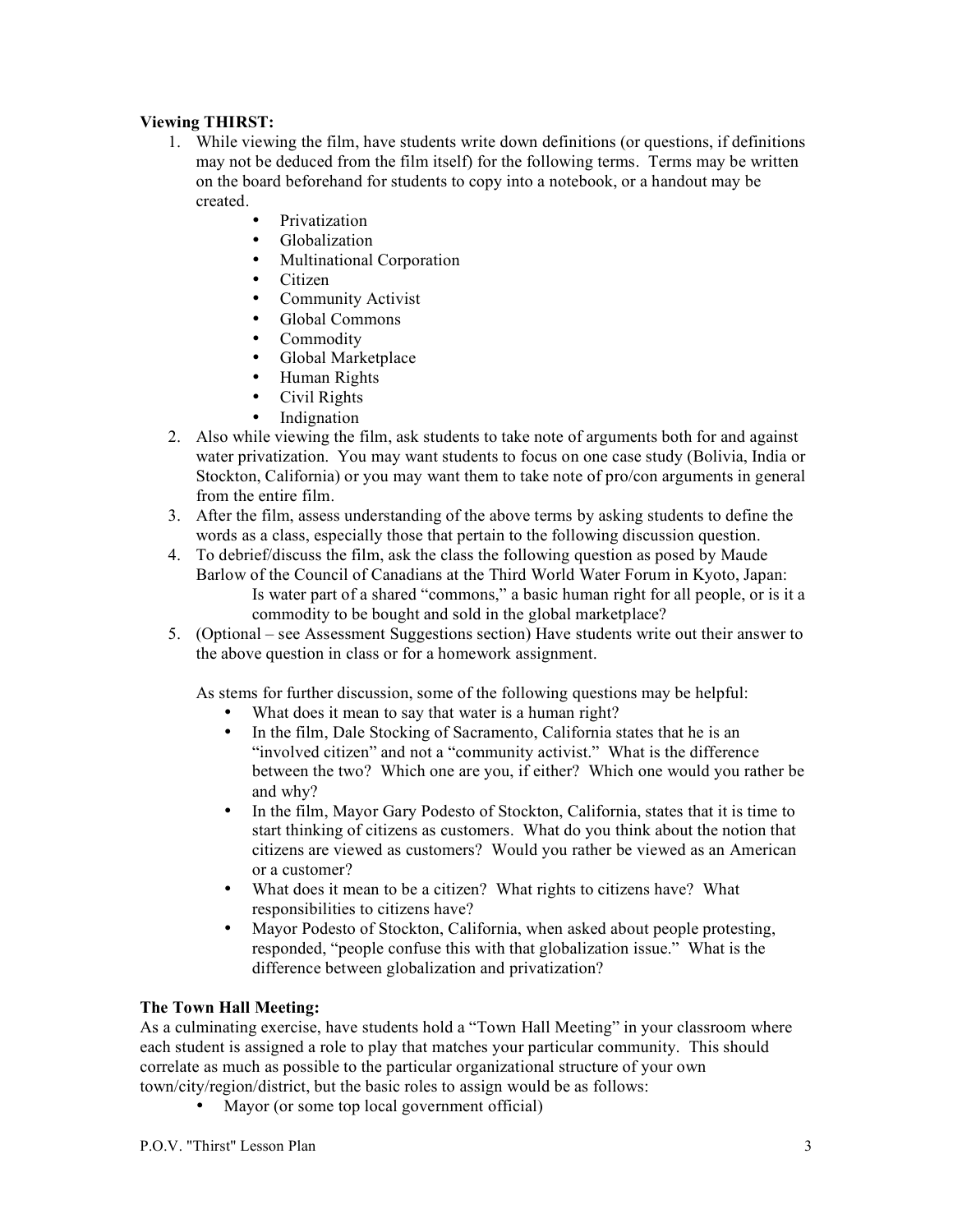**Viewing THIRST:**

1. While viewing the film, have students write down definitions (or questions, if definitions may not be deduced from the film itself) for the following terms. Terms may be written on the board beforehand for students to copy into a notebook, or a handout may be created.
    - Privatization
    - Globalization
    - Multinational Corporation
    - Citizen
    - Community Activist
    - Global Commons
    - Commodity
    - Global Marketplace
    - Human Rights
    - Civil Rights
    - Indignation
2. Also while viewing the film, ask students to take note of arguments both for and against water privatization. You may want students to focus on one case study (Bolivia, India or Stockton, California) or you may want them to take note of pro/con arguments in general from the entire film.
3. After the film, assess understanding of the above terms by asking students to define the words as a class, especially those that pertain to the following discussion question.
4. To debrief/discuss the film, ask the class the following question as posed by Maude Barlow of the Council of Canadians at the Third World Water Forum in Kyoto, Japan:

    Is water part of a shared "commons," a basic human right for all people, or is it a commodity to be bought and sold in the global marketplace?
5. (Optional – see Assessment Suggestions section) Have students write out their answer to the above question in class or for a homework assignment.

    As stems for further discussion, some of the following questions may be helpful:
    - What does it mean to say that water is a human right?
    - In the film, Dale Stocking of Sacramento, California states that he is an "involved citizen" and not a "community activist." What is the difference between the two? Which one are you, if either? Which one would you rather be and why?
    - In the film, Mayor Gary Podesto of Stockton, California, states that it is time to start thinking of citizens as customers. What do you think about the notion that citizens are viewed as customers? Would you rather be viewed as an American or a customer?
    - What does it mean to be a citizen? What rights to citizens have? What responsibilities to citizens have?
    - Mayor Podesto of Stockton, California, when asked about people protesting, responded, "people confuse this with that globalization issue." What is the difference between globalization and privatization?

**The Town Hall Meeting:**

As a culminating exercise, have students hold a "Town Hall Meeting" in your classroom where each student is assigned a role to play that matches your particular community. This should correlate as much as possible to the particular organizational structure of your own town/city/region/district, but the basic roles to assign would be as follows:

- Mayor (or some top local government official)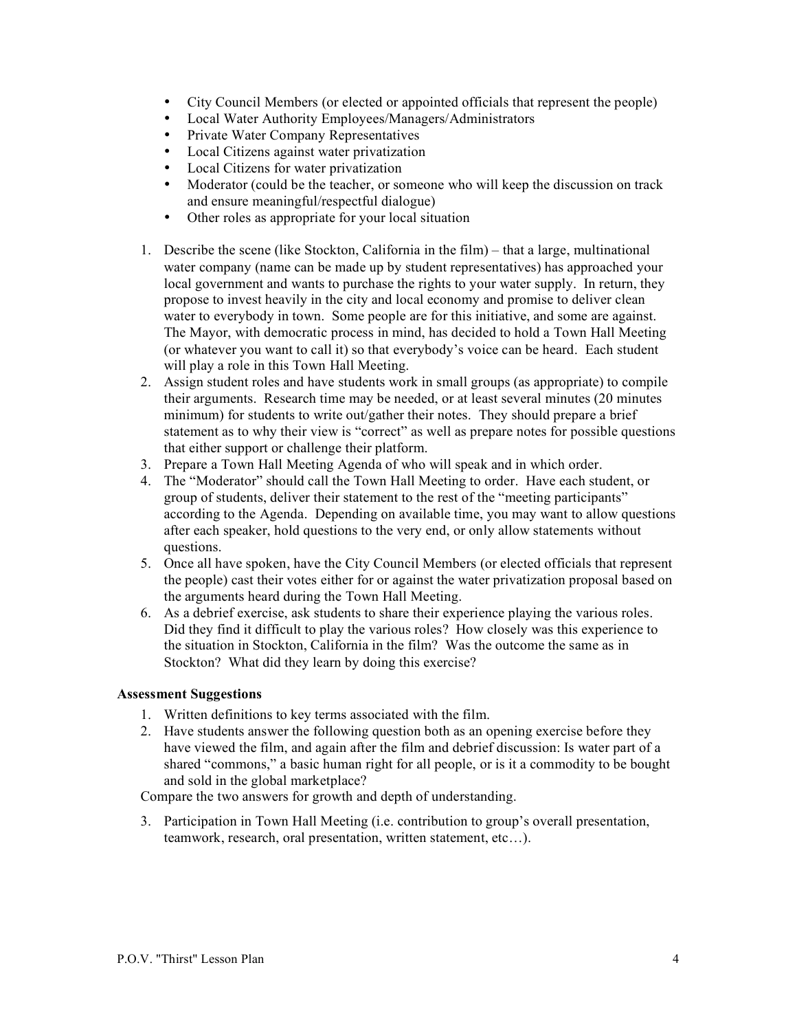- City Council Members (or elected or appointed officials that represent the people)
- Local Water Authority Employees/Managers/Administrators
- Private Water Company Representatives
- Local Citizens against water privatization
- Local Citizens for water privatization
- Moderator (could be the teacher, or someone who will keep the discussion on track and ensure meaningful/respectful dialogue)
- Other roles as appropriate for your local situation

1. Describe the scene (like Stockton, California in the film) – that a large, multinational water company (name can be made up by student representatives) has approached your local government and wants to purchase the rights to your water supply. In return, they propose to invest heavily in the city and local economy and promise to deliver clean water to everybody in town. Some people are for this initiative, and some are against. The Mayor, with democratic process in mind, has decided to hold a Town Hall Meeting (or whatever you want to call it) so that everybody's voice can be heard. Each student will play a role in this Town Hall Meeting.
2. Assign student roles and have students work in small groups (as appropriate) to compile their arguments. Research time may be needed, or at least several minutes (20 minutes minimum) for students to write out/gather their notes. They should prepare a brief statement as to why their view is "correct" as well as prepare notes for possible questions that either support or challenge their platform.
3. Prepare a Town Hall Meeting Agenda of who will speak and in which order.
4. The "Moderator" should call the Town Hall Meeting to order. Have each student, or group of students, deliver their statement to the rest of the "meeting participants" according to the Agenda. Depending on available time, you may want to allow questions after each speaker, hold questions to the very end, or only allow statements without questions.
5. Once all have spoken, have the City Council Members (or elected officials that represent the people) cast their votes either for or against the water privatization proposal based on the arguments heard during the Town Hall Meeting.
6. As a debrief exercise, ask students to share their experience playing the various roles. Did they find it difficult to play the various roles? How closely was this experience to the situation in Stockton, California in the film? Was the outcome the same as in Stockton? What did they learn by doing this exercise?

**Assessment Suggestions**

1. Written definitions to key terms associated with the film.
2. Have students answer the following question both as an opening exercise before they have viewed the film, and again after the film and debrief discussion: Is water part of a shared "commons," a basic human right for all people, or is it a commodity to be bought and sold in the global marketplace?

Compare the two answers for growth and depth of understanding.

3. Participation in Town Hall Meeting (i.e. contribution to group's overall presentation, teamwork, research, oral presentation, written statement, etc…).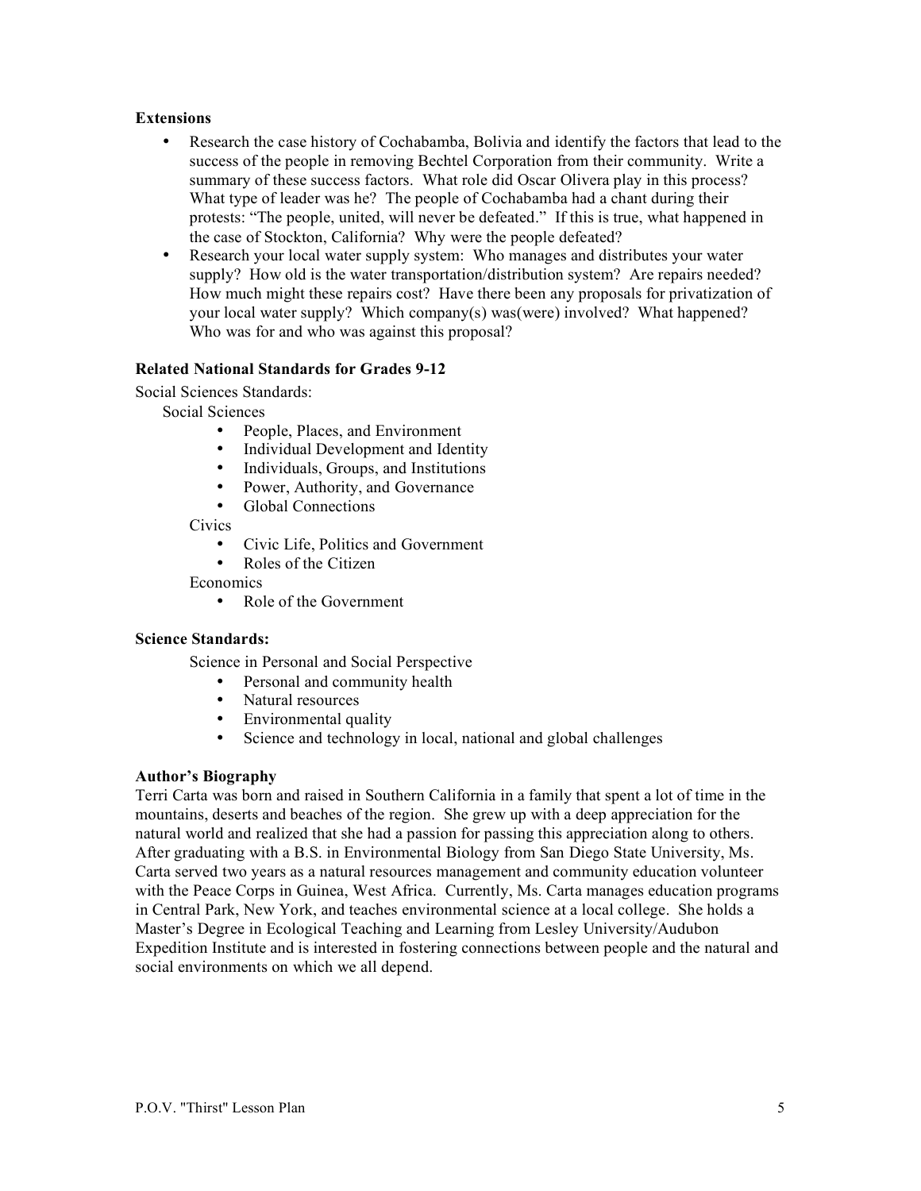### Extensions

- Research the case history of Cochabamba, Bolivia and identify the factors that lead to the success of the people in removing Bechtel Corporation from their community. Write a summary of these success factors. What role did Oscar Olivera play in this process? What type of leader was he? The people of Cochabamba had a chant during their protests: "The people, united, will never be defeated." If this is true, what happened in the case of Stockton, California? Why were the people defeated?
- Research your local water supply system: Who manages and distributes your water supply? How old is the water transportation/distribution system? Are repairs needed? How much might these repairs cost? Have there been any proposals for privatization of your local water supply? Which company(s) was(were) involved? What happened? Who was for and who was against this proposal?

### Related National Standards for Grades 9-12

Social Sciences Standards:

Social Sciences

- People, Places, and Environment
- Individual Development and Identity
- Individuals, Groups, and Institutions
- Power, Authority, and Governance
- Global Connections

Civics

- Civic Life, Politics and Government
- Roles of the Citizen

Economics

- Role of the Government

### Science Standards:

Science in Personal and Social Perspective

- Personal and community health
- Natural resources
- Environmental quality
- Science and technology in local, national and global challenges

### Author's Biography

Terri Carta was born and raised in Southern California in a family that spent a lot of time in the mountains, deserts and beaches of the region. She grew up with a deep appreciation for the natural world and realized that she had a passion for passing this appreciation along to others. After graduating with a B.S. in Environmental Biology from San Diego State University, Ms. Carta served two years as a natural resources management and community education volunteer with the Peace Corps in Guinea, West Africa. Currently, Ms. Carta manages education programs in Central Park, New York, and teaches environmental science at a local college. She holds a Master's Degree in Ecological Teaching and Learning from Lesley University/Audubon Expedition Institute and is interested in fostering connections between people and the natural and social environments on which we all depend.